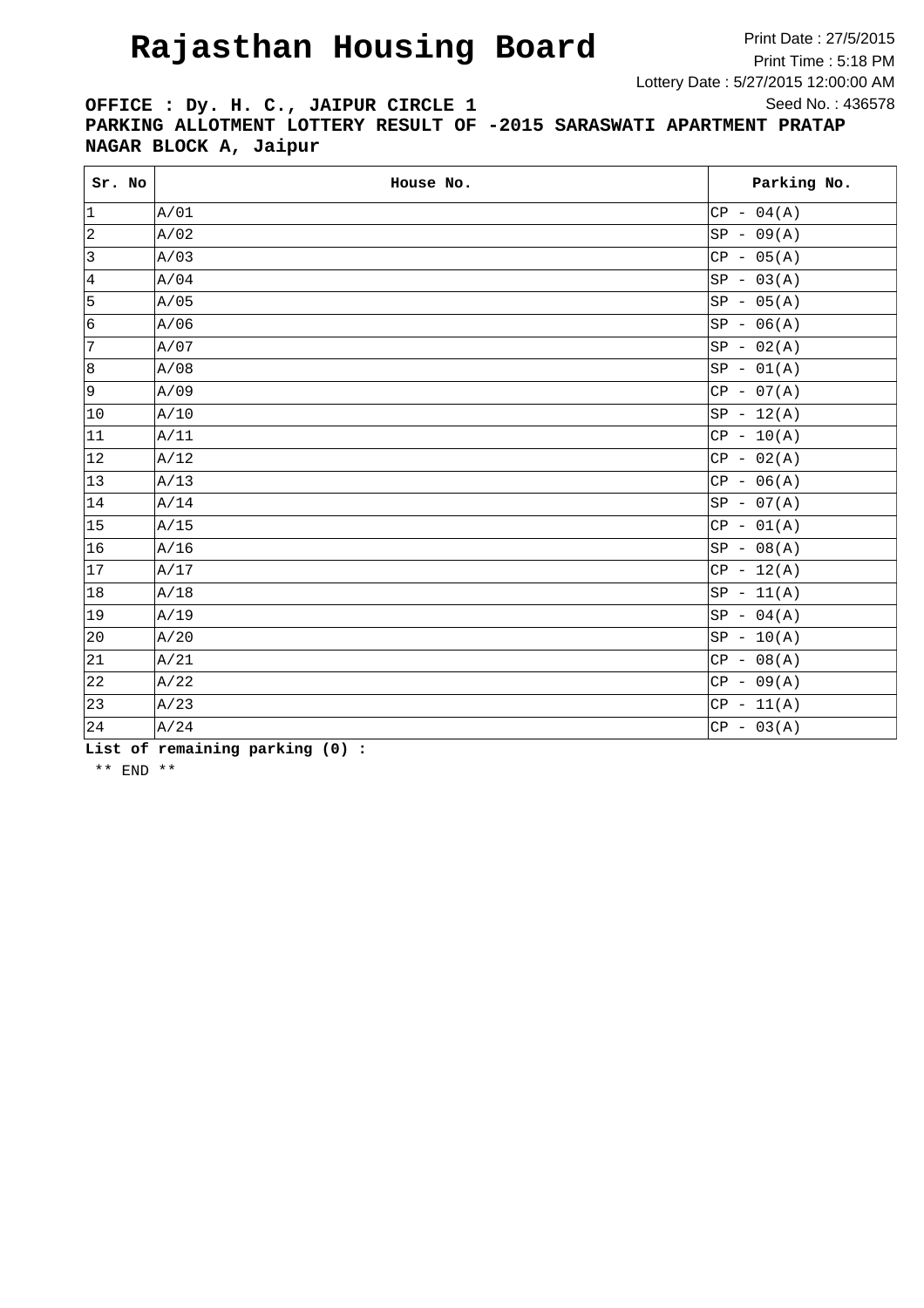# Rajasthan Housing Board

Print Date : 27/5/2015
Print Time : 5:18 PM
Lottery Date : 5/27/2015 12:00:00 AM
Seed No. : 436578

**OFFICE : Dy. H. C., JAIPUR CIRCLE 1**

**PARKING ALLOTMENT LOTTERY RESULT OF -2015 SARASWATI APARTMENT PRATAP NAGAR BLOCK A, Jaipur**

| Sr. No | House No. | Parking No. |
|---|---|---|
| 1 | A/01 | CP - 04(A) |
| 2 | A/02 | SP - 09(A) |
| 3 | A/03 | CP - 05(A) |
| 4 | A/04 | SP - 03(A) |
| 5 | A/05 | SP - 05(A) |
| 6 | A/06 | SP - 06(A) |
| 7 | A/07 | SP - 02(A) |
| 8 | A/08 | SP - 01(A) |
| 9 | A/09 | CP - 07(A) |
| 10 | A/10 | SP - 12(A) |
| 11 | A/11 | CP - 10(A) |
| 12 | A/12 | CP - 02(A) |
| 13 | A/13 | CP - 06(A) |
| 14 | A/14 | SP - 07(A) |
| 15 | A/15 | CP - 01(A) |
| 16 | A/16 | SP - 08(A) |
| 17 | A/17 | CP - 12(A) |
| 18 | A/18 | SP - 11(A) |
| 19 | A/19 | SP - 04(A) |
| 20 | A/20 | SP - 10(A) |
| 21 | A/21 | CP - 08(A) |
| 22 | A/22 | CP - 09(A) |
| 23 | A/23 | CP - 11(A) |
| 24 | A/24 | CP - 03(A) |

**List of remaining parking (0) :**

** END **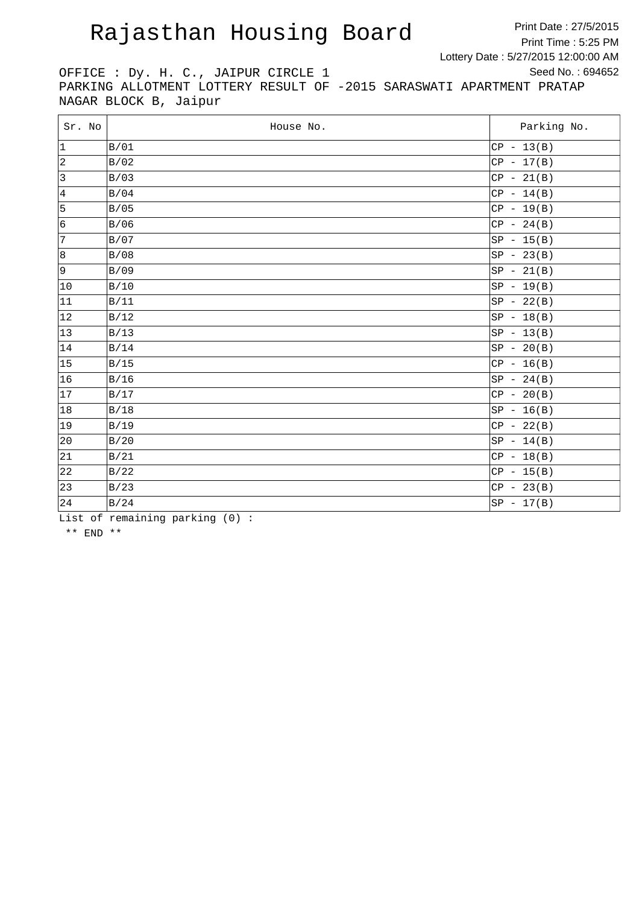# Rajasthan Housing Board

Print Date : 27/5/2015
Print Time : 5:25 PM
Lottery Date : 5/27/2015 12:00:00 AM
Seed No. : 694652

OFFICE : Dy. H. C., JAIPUR CIRCLE 1

PARKING ALLOTMENT LOTTERY RESULT OF -2015 SARASWATI APARTMENT PRATAP NAGAR BLOCK B, Jaipur

| Sr. No | House No. | Parking No. |
|---|---|---|
| 1 | B/01 | CP - 13(B) |
| 2 | B/02 | CP - 17(B) |
| 3 | B/03 | CP - 21(B) |
| 4 | B/04 | CP - 14(B) |
| 5 | B/05 | CP - 19(B) |
| 6 | B/06 | CP - 24(B) |
| 7 | B/07 | SP - 15(B) |
| 8 | B/08 | SP - 23(B) |
| 9 | B/09 | SP - 21(B) |
| 10 | B/10 | SP - 19(B) |
| 11 | B/11 | SP - 22(B) |
| 12 | B/12 | SP - 18(B) |
| 13 | B/13 | SP - 13(B) |
| 14 | B/14 | SP - 20(B) |
| 15 | B/15 | CP - 16(B) |
| 16 | B/16 | SP - 24(B) |
| 17 | B/17 | CP - 20(B) |
| 18 | B/18 | SP - 16(B) |
| 19 | B/19 | CP - 22(B) |
| 20 | B/20 | SP - 14(B) |
| 21 | B/21 | CP - 18(B) |
| 22 | B/22 | CP - 15(B) |
| 23 | B/23 | CP - 23(B) |
| 24 | B/24 | SP - 17(B) |

List of remaining parking (0) :

** END **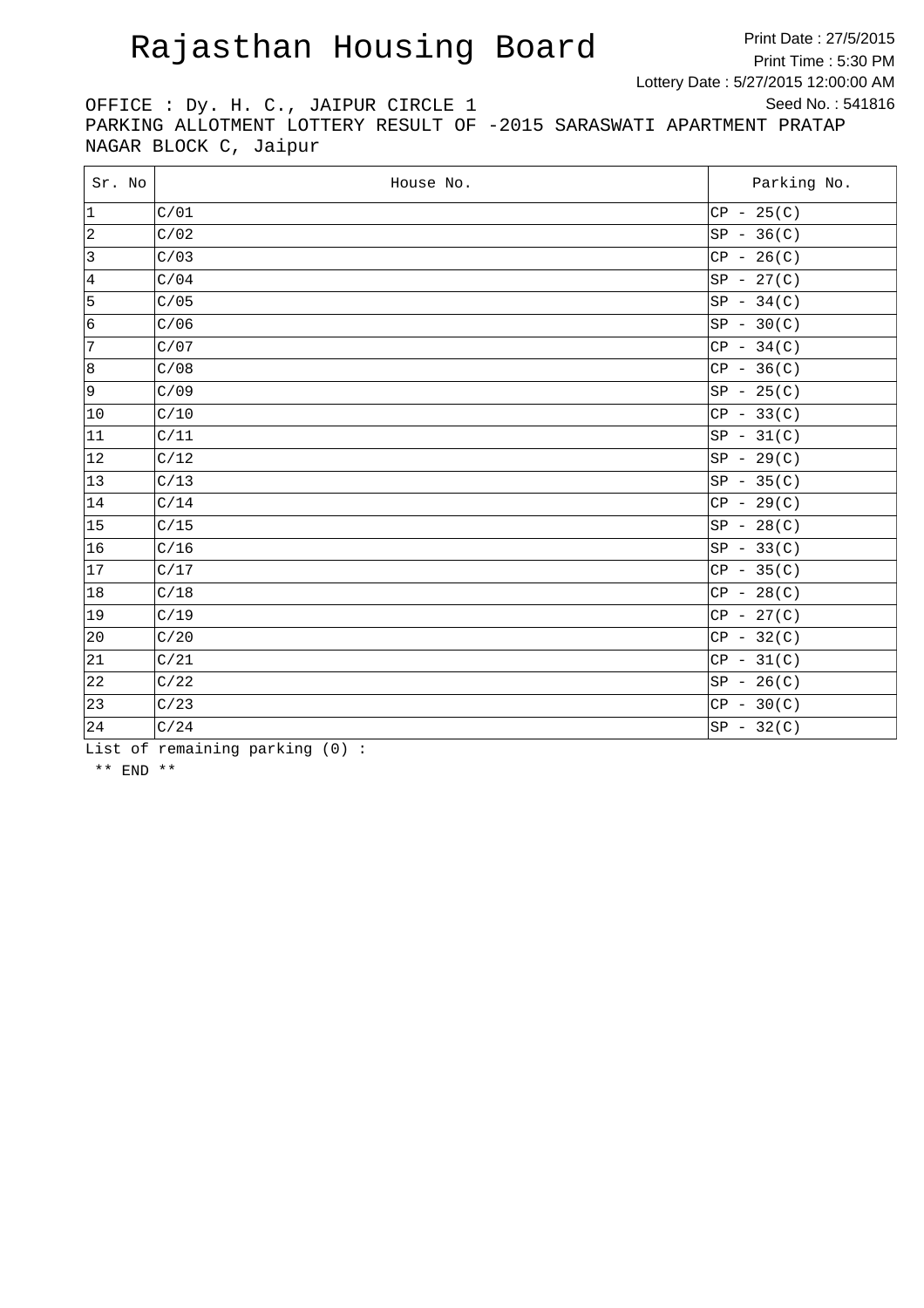# Rajasthan Housing Board

Print Date : 27/5/2015
Print Time : 5:30 PM
Lottery Date : 5/27/2015 12:00:00 AM
Seed No. : 541816

OFFICE : Dy. H. C., JAIPUR CIRCLE 1
PARKING ALLOTMENT LOTTERY RESULT OF -2015 SARASWATI APARTMENT PRATAP NAGAR BLOCK C, Jaipur

| Sr. No | House No. | Parking No. |
|---|---|---|
| 1 | C/01 | CP - 25(C) |
| 2 | C/02 | SP - 36(C) |
| 3 | C/03 | CP - 26(C) |
| 4 | C/04 | SP - 27(C) |
| 5 | C/05 | SP - 34(C) |
| 6 | C/06 | SP - 30(C) |
| 7 | C/07 | CP - 34(C) |
| 8 | C/08 | CP - 36(C) |
| 9 | C/09 | SP - 25(C) |
| 10 | C/10 | CP - 33(C) |
| 11 | C/11 | SP - 31(C) |
| 12 | C/12 | SP - 29(C) |
| 13 | C/13 | SP - 35(C) |
| 14 | C/14 | CP - 29(C) |
| 15 | C/15 | SP - 28(C) |
| 16 | C/16 | SP - 33(C) |
| 17 | C/17 | CP - 35(C) |
| 18 | C/18 | CP - 28(C) |
| 19 | C/19 | CP - 27(C) |
| 20 | C/20 | CP - 32(C) |
| 21 | C/21 | CP - 31(C) |
| 22 | C/22 | SP - 26(C) |
| 23 | C/23 | CP - 30(C) |
| 24 | C/24 | SP - 32(C) |

List of remaining parking (0) :

** END **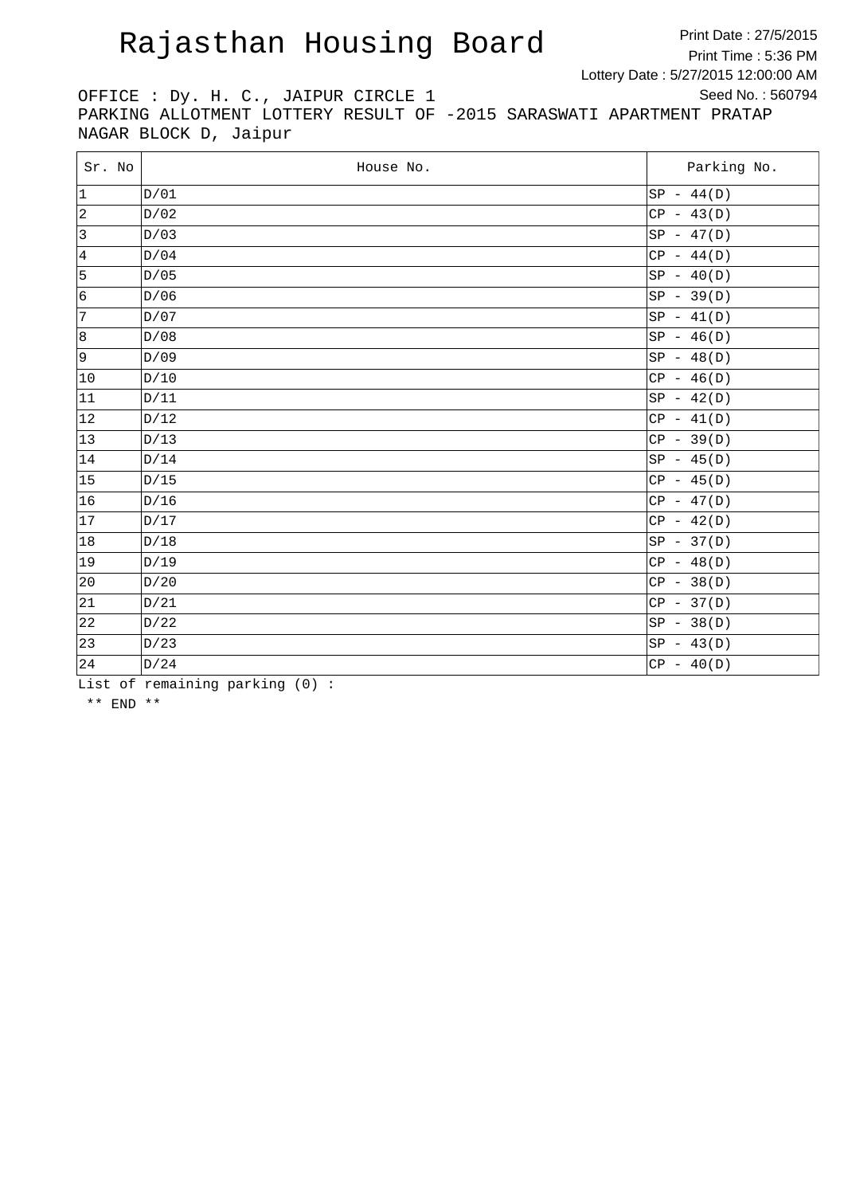# Rajasthan Housing Board

Print Date : 27/5/2015
Print Time : 5:36 PM
Lottery Date : 5/27/2015 12:00:00 AM
Seed No. : 560794

OFFICE : Dy. H. C., JAIPUR CIRCLE 1
PARKING ALLOTMENT LOTTERY RESULT OF -2015 SARASWATI APARTMENT PRATAP NAGAR BLOCK D, Jaipur

| Sr. No | House No. | Parking No. |
|---|---|---|
| 1 | D/01 | SP - 44(D) |
| 2 | D/02 | CP - 43(D) |
| 3 | D/03 | SP - 47(D) |
| 4 | D/04 | CP - 44(D) |
| 5 | D/05 | SP - 40(D) |
| 6 | D/06 | SP - 39(D) |
| 7 | D/07 | SP - 41(D) |
| 8 | D/08 | SP - 46(D) |
| 9 | D/09 | SP - 48(D) |
| 10 | D/10 | CP - 46(D) |
| 11 | D/11 | SP - 42(D) |
| 12 | D/12 | CP - 41(D) |
| 13 | D/13 | CP - 39(D) |
| 14 | D/14 | SP - 45(D) |
| 15 | D/15 | CP - 45(D) |
| 16 | D/16 | CP - 47(D) |
| 17 | D/17 | CP - 42(D) |
| 18 | D/18 | SP - 37(D) |
| 19 | D/19 | CP - 48(D) |
| 20 | D/20 | CP - 38(D) |
| 21 | D/21 | CP - 37(D) |
| 22 | D/22 | SP - 38(D) |
| 23 | D/23 | SP - 43(D) |
| 24 | D/24 | CP - 40(D) |

List of remaining parking (0) :

** END **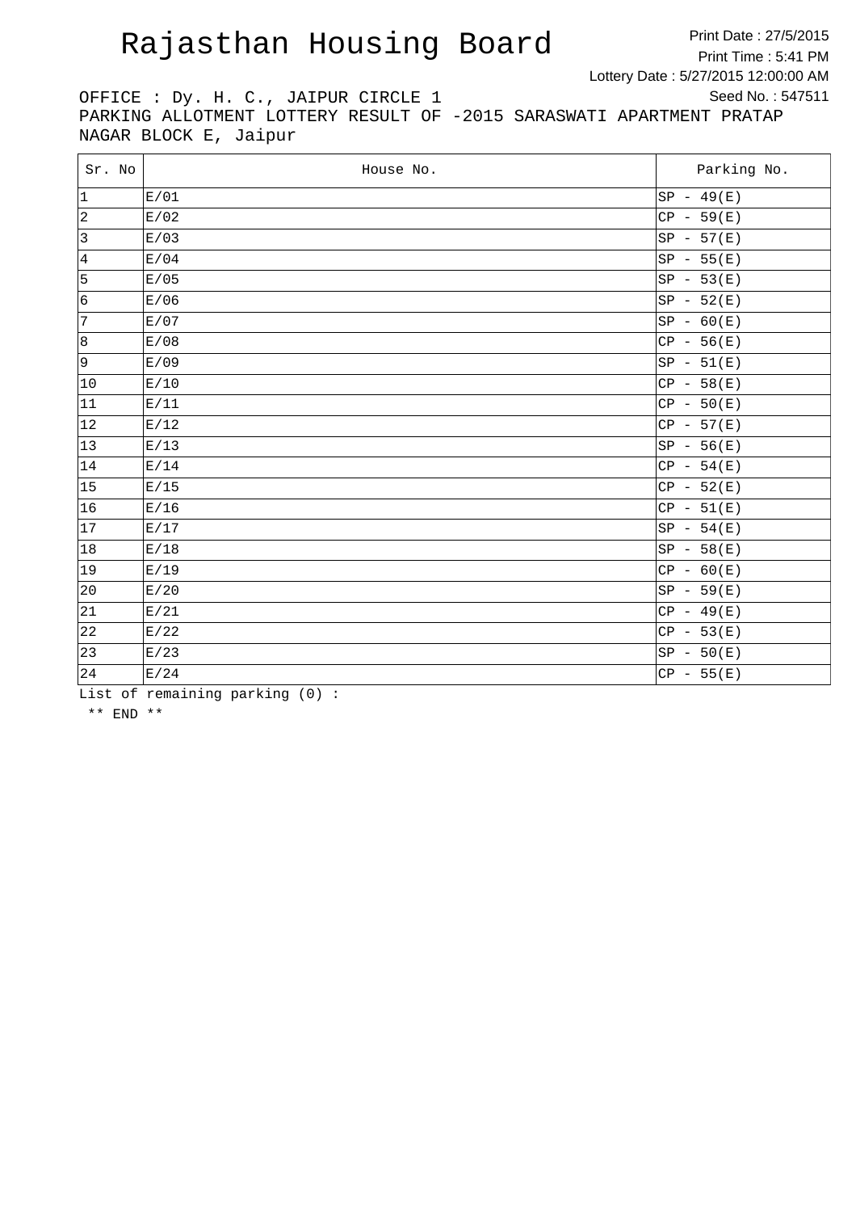# Rajasthan Housing Board

Print Date : 27/5/2015
Print Time : 5:41 PM
Lottery Date : 5/27/2015 12:00:00 AM
Seed No. : 547511

OFFICE : Dy. H. C., JAIPUR CIRCLE 1
PARKING ALLOTMENT LOTTERY RESULT OF -2015 SARASWATI APARTMENT PRATAP NAGAR BLOCK E, Jaipur

| Sr. No | House No. | Parking No. |
|---|---|---|
| 1 | E/01 | SP - 49(E) |
| 2 | E/02 | CP - 59(E) |
| 3 | E/03 | SP - 57(E) |
| 4 | E/04 | SP - 55(E) |
| 5 | E/05 | SP - 53(E) |
| 6 | E/06 | SP - 52(E) |
| 7 | E/07 | SP - 60(E) |
| 8 | E/08 | CP - 56(E) |
| 9 | E/09 | SP - 51(E) |
| 10 | E/10 | CP - 58(E) |
| 11 | E/11 | CP - 50(E) |
| 12 | E/12 | CP - 57(E) |
| 13 | E/13 | SP - 56(E) |
| 14 | E/14 | CP - 54(E) |
| 15 | E/15 | CP - 52(E) |
| 16 | E/16 | CP - 51(E) |
| 17 | E/17 | SP - 54(E) |
| 18 | E/18 | SP - 58(E) |
| 19 | E/19 | CP - 60(E) |
| 20 | E/20 | SP - 59(E) |
| 21 | E/21 | CP - 49(E) |
| 22 | E/22 | CP - 53(E) |
| 23 | E/23 | SP - 50(E) |
| 24 | E/24 | CP - 55(E) |

List of remaining parking (0) :

** END **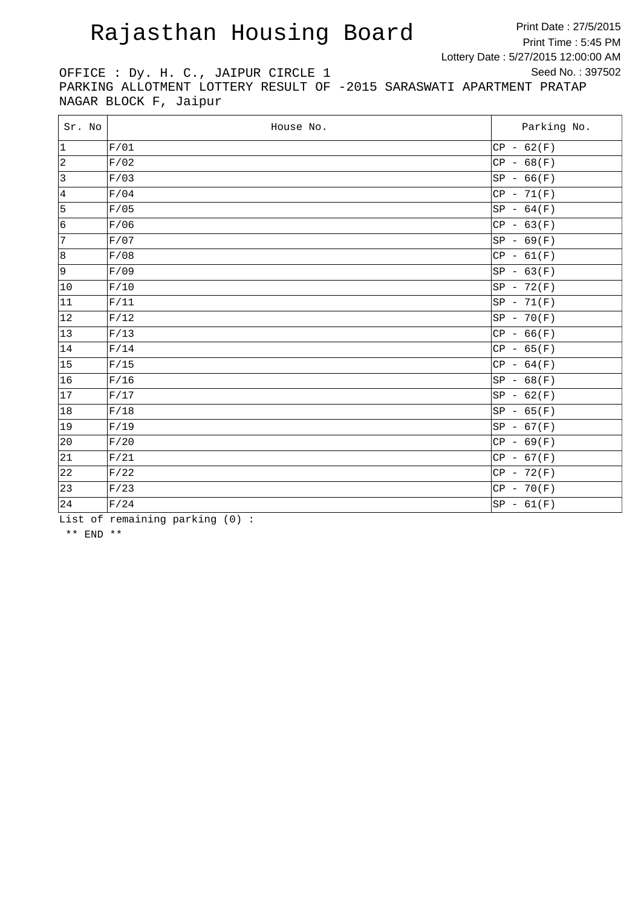# Rajasthan Housing Board

Print Date : 27/5/2015
Print Time : 5:45 PM
Lottery Date : 5/27/2015 12:00:00 AM
Seed No. : 397502

OFFICE : Dy. H. C., JAIPUR CIRCLE 1
PARKING ALLOTMENT LOTTERY RESULT OF -2015 SARASWATI APARTMENT PRATAP NAGAR BLOCK F, Jaipur

| Sr. No | House No. | Parking No. |
|---|---|---|
| 1 | F/01 | CP - 62(F) |
| 2 | F/02 | CP - 68(F) |
| 3 | F/03 | SP - 66(F) |
| 4 | F/04 | CP - 71(F) |
| 5 | F/05 | SP - 64(F) |
| 6 | F/06 | CP - 63(F) |
| 7 | F/07 | SP - 69(F) |
| 8 | F/08 | CP - 61(F) |
| 9 | F/09 | SP - 63(F) |
| 10 | F/10 | SP - 72(F) |
| 11 | F/11 | SP - 71(F) |
| 12 | F/12 | SP - 70(F) |
| 13 | F/13 | CP - 66(F) |
| 14 | F/14 | CP - 65(F) |
| 15 | F/15 | CP - 64(F) |
| 16 | F/16 | SP - 68(F) |
| 17 | F/17 | SP - 62(F) |
| 18 | F/18 | SP - 65(F) |
| 19 | F/19 | SP - 67(F) |
| 20 | F/20 | CP - 69(F) |
| 21 | F/21 | CP - 67(F) |
| 22 | F/22 | CP - 72(F) |
| 23 | F/23 | CP - 70(F) |
| 24 | F/24 | SP - 61(F) |

List of remaining parking (0) :

** END **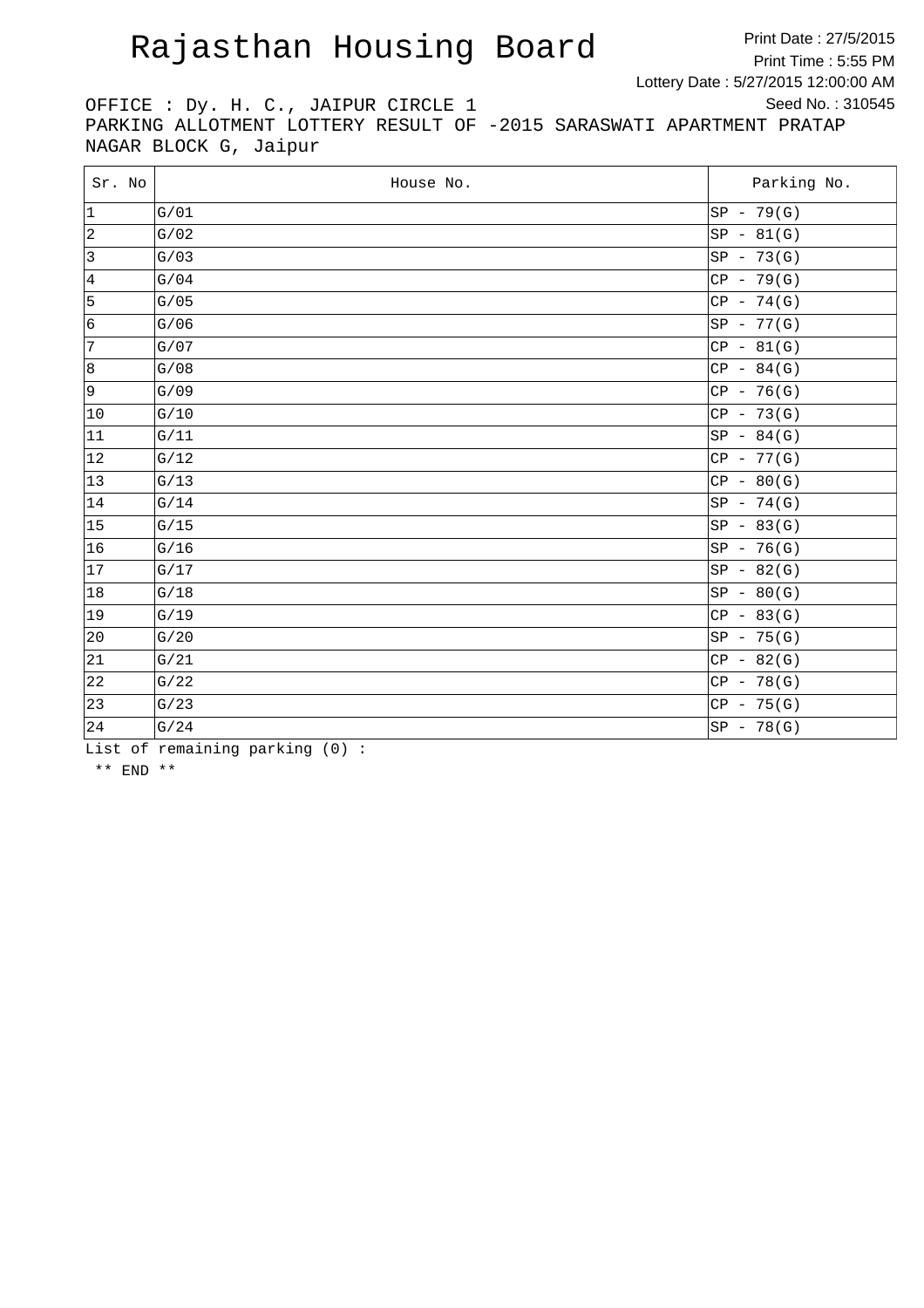# Rajasthan Housing Board

Print Date : 27/5/2015
Print Time : 5:55 PM
Lottery Date : 5/27/2015 12:00:00 AM
Seed No. : 310545

OFFICE : Dy. H. C., JAIPUR CIRCLE 1

PARKING ALLOTMENT LOTTERY RESULT OF -2015 SARASWATI APARTMENT PRATAP NAGAR BLOCK G, Jaipur

| Sr. No | House No. | Parking No. |
|---|---|---|
| 1 | G/01 | SP - 79(G) |
| 2 | G/02 | SP - 81(G) |
| 3 | G/03 | SP - 73(G) |
| 4 | G/04 | CP - 79(G) |
| 5 | G/05 | CP - 74(G) |
| 6 | G/06 | SP - 77(G) |
| 7 | G/07 | CP - 81(G) |
| 8 | G/08 | CP - 84(G) |
| 9 | G/09 | CP - 76(G) |
| 10 | G/10 | CP - 73(G) |
| 11 | G/11 | SP - 84(G) |
| 12 | G/12 | CP - 77(G) |
| 13 | G/13 | CP - 80(G) |
| 14 | G/14 | SP - 74(G) |
| 15 | G/15 | SP - 83(G) |
| 16 | G/16 | SP - 76(G) |
| 17 | G/17 | SP - 82(G) |
| 18 | G/18 | SP - 80(G) |
| 19 | G/19 | CP - 83(G) |
| 20 | G/20 | SP - 75(G) |
| 21 | G/21 | CP - 82(G) |
| 22 | G/22 | CP - 78(G) |
| 23 | G/23 | CP - 75(G) |
| 24 | G/24 | SP - 78(G) |

List of remaining parking (0) :

** END **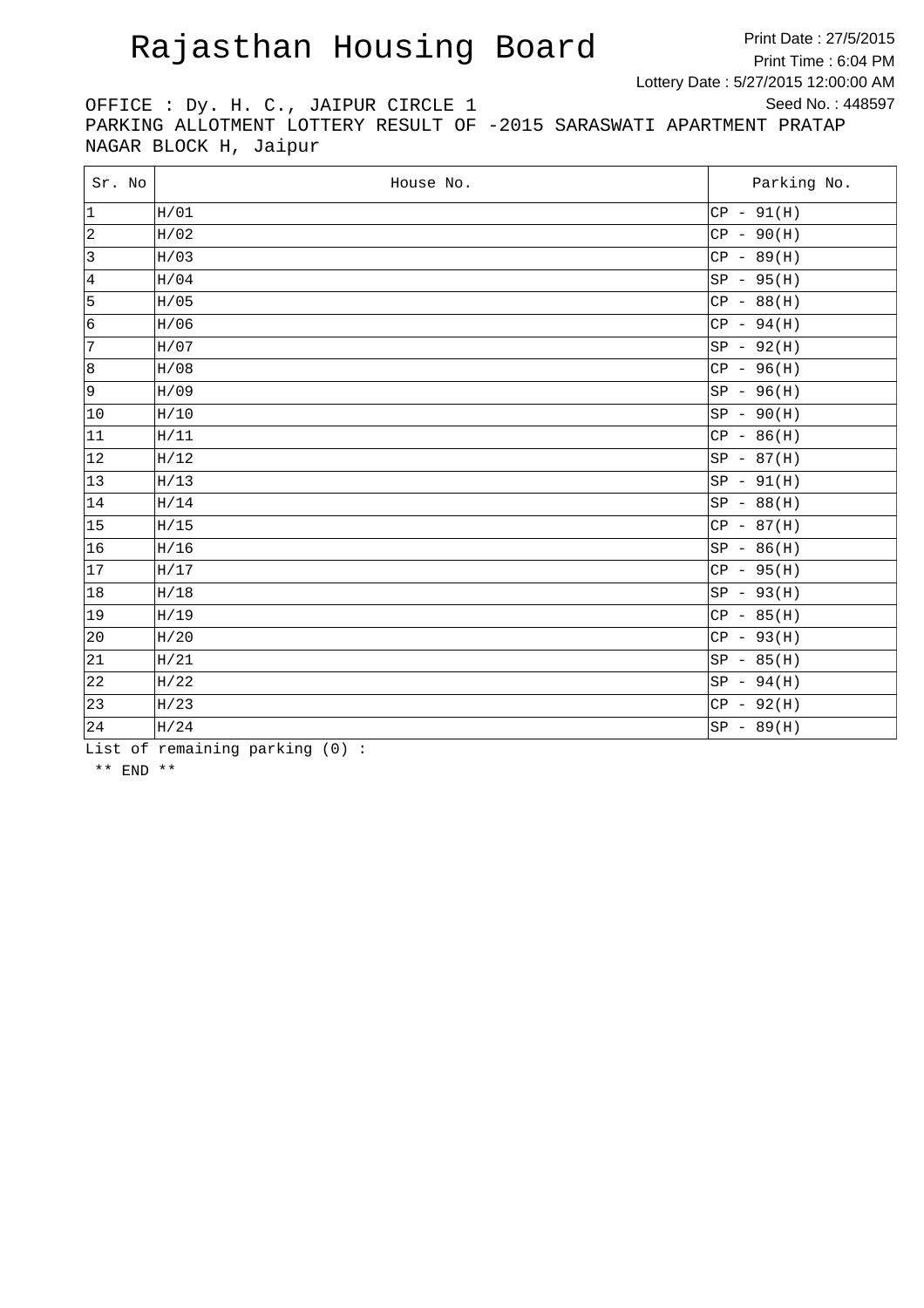# Rajasthan Housing Board

Print Date : 27/5/2015
Print Time : 6:04 PM
Lottery Date : 5/27/2015 12:00:00 AM
Seed No. : 448597

OFFICE : Dy. H. C., JAIPUR CIRCLE 1
PARKING ALLOTMENT LOTTERY RESULT OF -2015 SARASWATI APARTMENT PRATAP NAGAR BLOCK H, Jaipur

| Sr. No | House No. | Parking No. |
|---|---|---|
| 1 | H/01 | CP - 91(H) |
| 2 | H/02 | CP - 90(H) |
| 3 | H/03 | CP - 89(H) |
| 4 | H/04 | SP - 95(H) |
| 5 | H/05 | CP - 88(H) |
| 6 | H/06 | CP - 94(H) |
| 7 | H/07 | SP - 92(H) |
| 8 | H/08 | CP - 96(H) |
| 9 | H/09 | SP - 96(H) |
| 10 | H/10 | SP - 90(H) |
| 11 | H/11 | CP - 86(H) |
| 12 | H/12 | SP - 87(H) |
| 13 | H/13 | SP - 91(H) |
| 14 | H/14 | SP - 88(H) |
| 15 | H/15 | CP - 87(H) |
| 16 | H/16 | SP - 86(H) |
| 17 | H/17 | CP - 95(H) |
| 18 | H/18 | SP - 93(H) |
| 19 | H/19 | CP - 85(H) |
| 20 | H/20 | CP - 93(H) |
| 21 | H/21 | SP - 85(H) |
| 22 | H/22 | SP - 94(H) |
| 23 | H/23 | CP - 92(H) |
| 24 | H/24 | SP - 89(H) |

List of remaining parking (0) :

** END **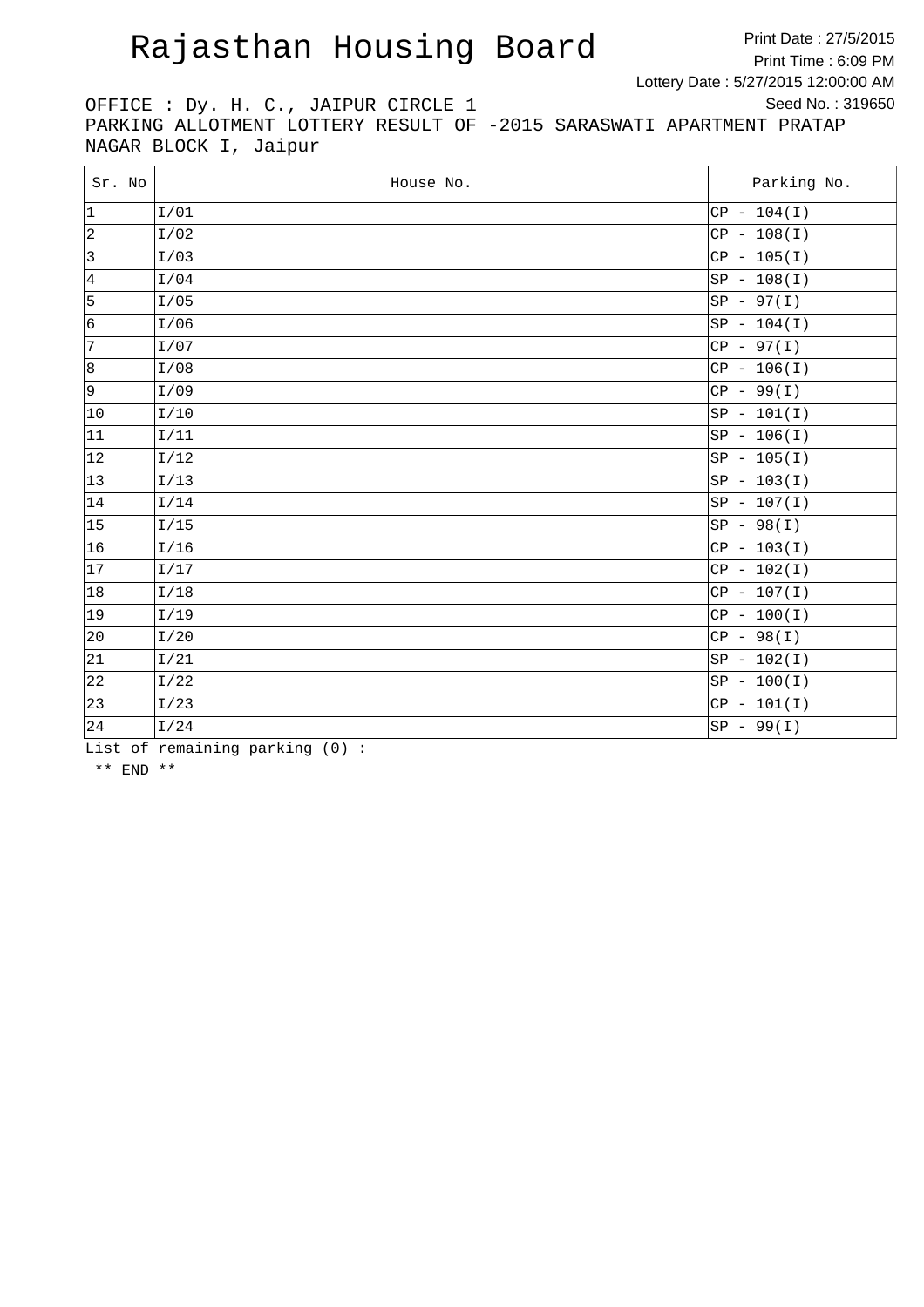# Rajasthan Housing Board

Print Date : 27/5/2015
Print Time : 6:09 PM
Lottery Date : 5/27/2015 12:00:00 AM
Seed No. : 319650

OFFICE : Dy. H. C., JAIPUR CIRCLE 1
PARKING ALLOTMENT LOTTERY RESULT OF -2015 SARASWATI APARTMENT PRATAP NAGAR BLOCK I, Jaipur

| Sr. No | House No. | Parking No. |
|---|---|---|
| 1 | I/01 | CP - 104(I) |
| 2 | I/02 | CP - 108(I) |
| 3 | I/03 | CP - 105(I) |
| 4 | I/04 | SP - 108(I) |
| 5 | I/05 | SP - 97(I) |
| 6 | I/06 | SP - 104(I) |
| 7 | I/07 | CP - 97(I) |
| 8 | I/08 | CP - 106(I) |
| 9 | I/09 | CP - 99(I) |
| 10 | I/10 | SP - 101(I) |
| 11 | I/11 | SP - 106(I) |
| 12 | I/12 | SP - 105(I) |
| 13 | I/13 | SP - 103(I) |
| 14 | I/14 | SP - 107(I) |
| 15 | I/15 | SP - 98(I) |
| 16 | I/16 | CP - 103(I) |
| 17 | I/17 | CP - 102(I) |
| 18 | I/18 | CP - 107(I) |
| 19 | I/19 | CP - 100(I) |
| 20 | I/20 | CP - 98(I) |
| 21 | I/21 | SP - 102(I) |
| 22 | I/22 | SP - 100(I) |
| 23 | I/23 | CP - 101(I) |
| 24 | I/24 | SP - 99(I) |

List of remaining parking (0) :

** END **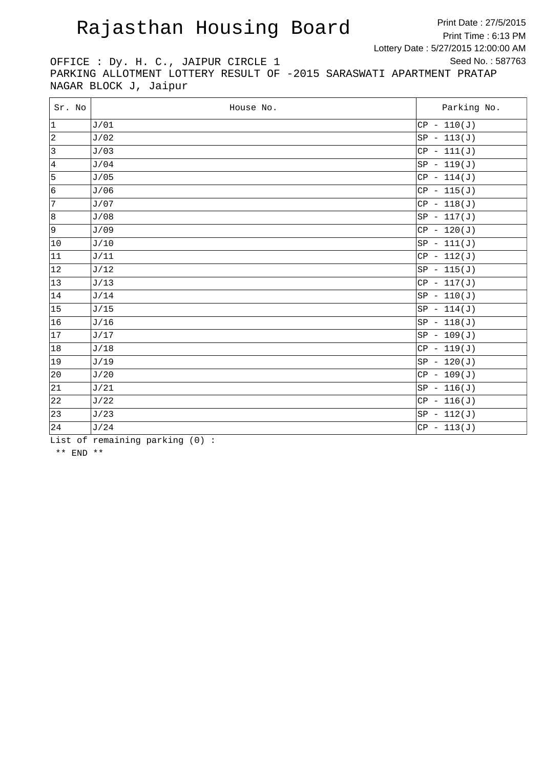# Rajasthan Housing Board

Print Date : 27/5/2015
Print Time : 6:13 PM
Lottery Date : 5/27/2015 12:00:00 AM
Seed No. : 587763

OFFICE : Dy. H. C., JAIPUR CIRCLE 1

PARKING ALLOTMENT LOTTERY RESULT OF -2015 SARASWATI APARTMENT PRATAP NAGAR BLOCK J, Jaipur

| Sr. No | House No. | Parking No. |
|---|---|---|
| 1 | J/01 | CP - 110(J) |
| 2 | J/02 | SP - 113(J) |
| 3 | J/03 | CP - 111(J) |
| 4 | J/04 | SP - 119(J) |
| 5 | J/05 | CP - 114(J) |
| 6 | J/06 | CP - 115(J) |
| 7 | J/07 | CP - 118(J) |
| 8 | J/08 | SP - 117(J) |
| 9 | J/09 | CP - 120(J) |
| 10 | J/10 | SP - 111(J) |
| 11 | J/11 | CP - 112(J) |
| 12 | J/12 | SP - 115(J) |
| 13 | J/13 | CP - 117(J) |
| 14 | J/14 | SP - 110(J) |
| 15 | J/15 | SP - 114(J) |
| 16 | J/16 | SP - 118(J) |
| 17 | J/17 | SP - 109(J) |
| 18 | J/18 | CP - 119(J) |
| 19 | J/19 | SP - 120(J) |
| 20 | J/20 | CP - 109(J) |
| 21 | J/21 | SP - 116(J) |
| 22 | J/22 | CP - 116(J) |
| 23 | J/23 | SP - 112(J) |
| 24 | J/24 | CP - 113(J) |

List of remaining parking (0) :

** END **